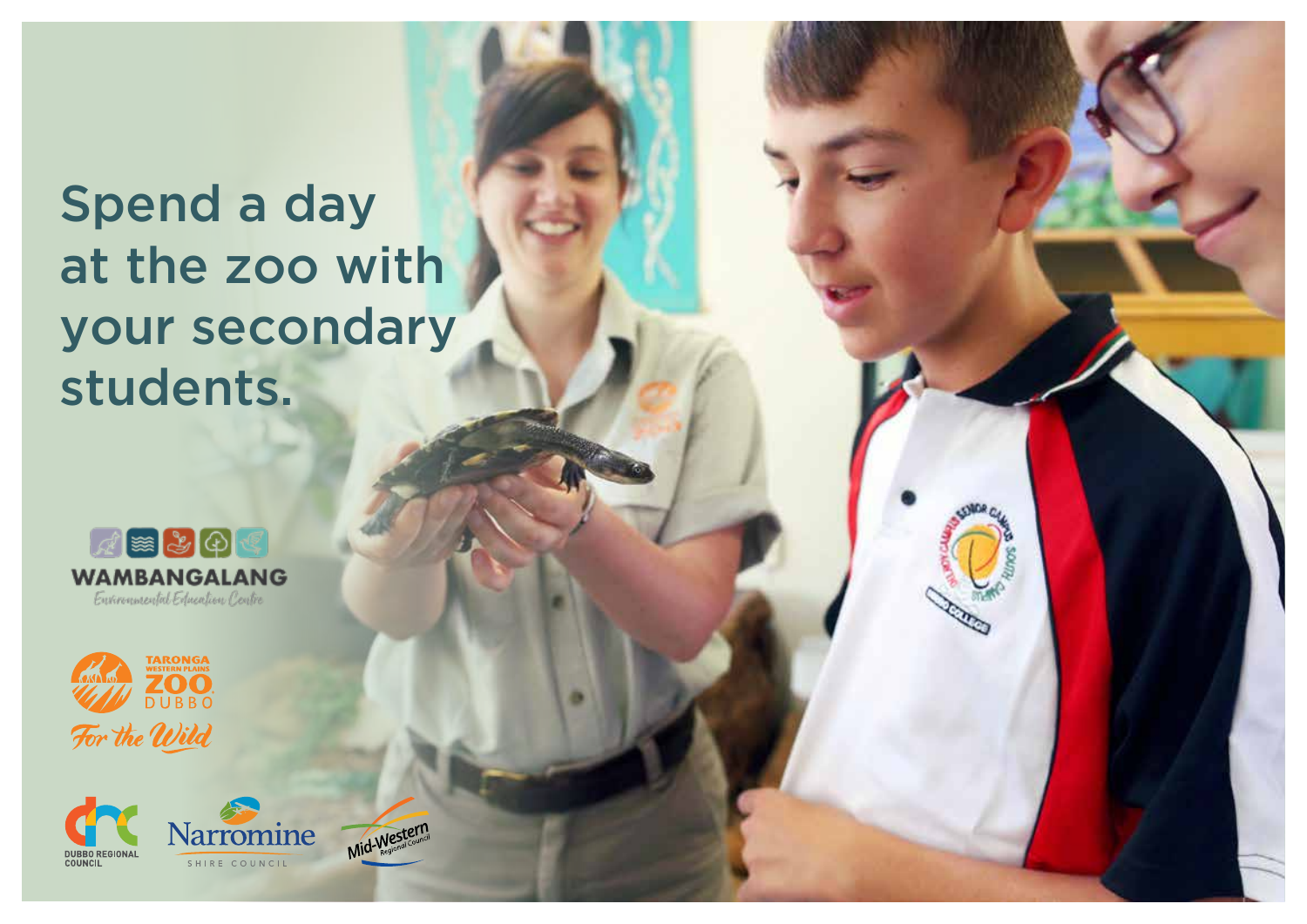# Spend a day at the zoo with your secondary students.

WAMBANGALANG
*Environmental Education Centre*

TARONGA WESTERN PLAINS ZOO DUBBO
*For the Wild*

DUBBO REGIONAL COUNCIL

Narromine SHIRE COUNCIL

Mid-Western Regional Council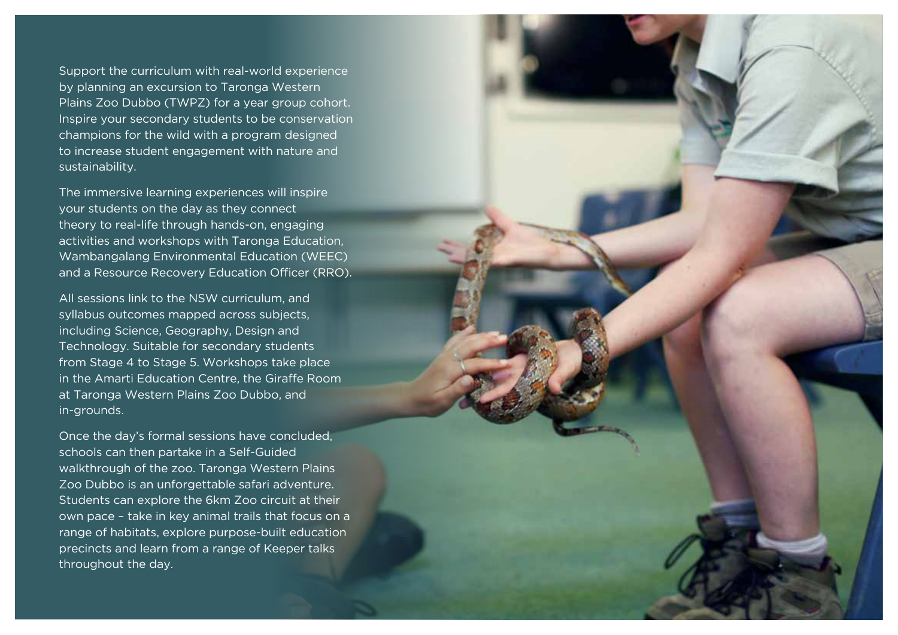Support the curriculum with real-world experience by planning an excursion to Taronga Western Plains Zoo Dubbo (TWPZ) for a year group cohort. Inspire your secondary students to be conservation champions for the wild with a program designed to increase student engagement with nature and sustainability.

The immersive learning experiences will inspire your students on the day as they connect theory to real-life through hands-on, engaging activities and workshops with Taronga Education, Wambangalang Environmental Education (WEEC) and a Resource Recovery Education Officer (RRO).

All sessions link to the NSW curriculum, and syllabus outcomes mapped across subjects, including Science, Geography, Design and Technology. Suitable for secondary students from Stage 4 to Stage 5. Workshops take place in the Amarti Education Centre, the Giraffe Room at Taronga Western Plains Zoo Dubbo, and in-grounds.

Once the day's formal sessions have concluded, schools can then partake in a Self-Guided walkthrough of the zoo. Taronga Western Plains Zoo Dubbo is an unforgettable safari adventure. Students can explore the 6km Zoo circuit at their own pace – take in key animal trails that focus on a range of habitats, explore purpose-built education precincts and learn from a range of Keeper talks throughout the day.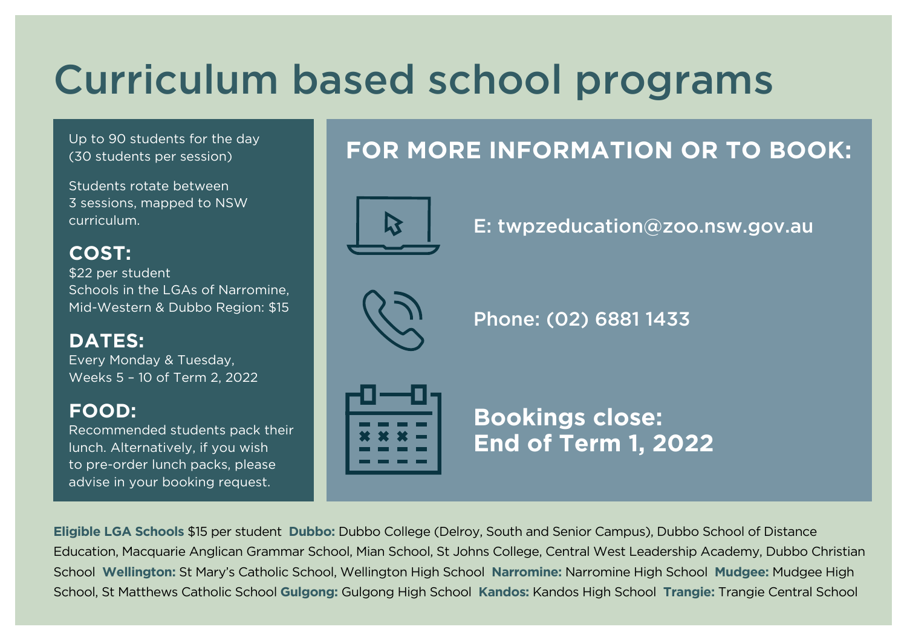# Curriculum based school programs

Up to 90 students for the day (30 students per session)

Students rotate between 3 sessions, mapped to NSW curriculum.

## COST:

$22 per student
Schools in the LGAs of Narromine, Mid-Western & Dubbo Region: $15

## DATES:

Every Monday & Tuesday,
Weeks 5 – 10 of Term 2, 2022

## FOOD:

Recommended students pack their lunch. Alternatively, if you wish to pre-order lunch packs, please advise in your booking request.

## FOR MORE INFORMATION OR TO BOOK:

E: twpzeducation@zoo.nsw.gov.au

Phone: (02) 6881 1433

**Bookings close: End of Term 1, 2022**

**Eligible LGA Schools** $15 per student **Dubbo:** Dubbo College (Delroy, South and Senior Campus), Dubbo School of Distance Education, Macquarie Anglican Grammar School, Mian School, St Johns College, Central West Leadership Academy, Dubbo Christian School **Wellington:** St Mary's Catholic School, Wellington High School **Narromine:** Narromine High School **Mudgee:** Mudgee High School, St Matthews Catholic School **Gulgong:** Gulgong High School **Kandos:** Kandos High School **Trangie:** Trangie Central School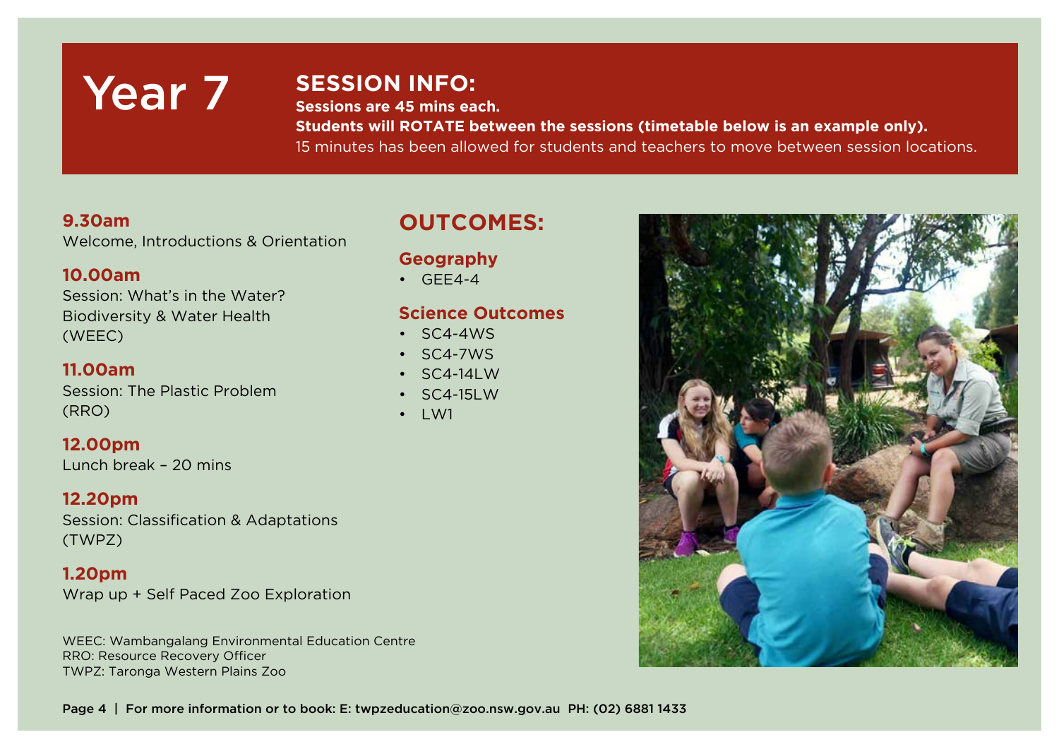# Year 7

## SESSION INFO:

**Sessions are 45 mins each.**

**Students will ROTATE between the sessions (timetable below is an example only).**

15 minutes has been allowed for students and teachers to move between session locations.

**9.30am**
Welcome, Introductions & Orientation

**10.00am**
Session: What's in the Water? Biodiversity & Water Health (WEEC)

**11.00am**
Session: The Plastic Problem (RRO)

**12.00pm**
Lunch break – 20 mins

**12.20pm**
Session: Classification & Adaptations (TWPZ)

**1.20pm**
Wrap up + Self Paced Zoo Exploration

WEEC: Wambangalang Environmental Education Centre
RRO: Resource Recovery Officer
TWPZ: Taronga Western Plains Zoo

## OUTCOMES:

### Geography

- GEE4-4

### Science Outcomes

- SC4-4WS
- SC4-7WS
- SC4-14LW
- SC4-15LW
- LW1

For more information or to book: E: twpzeducation@zoo.nsw.gov.au PH: (02) 6881 1433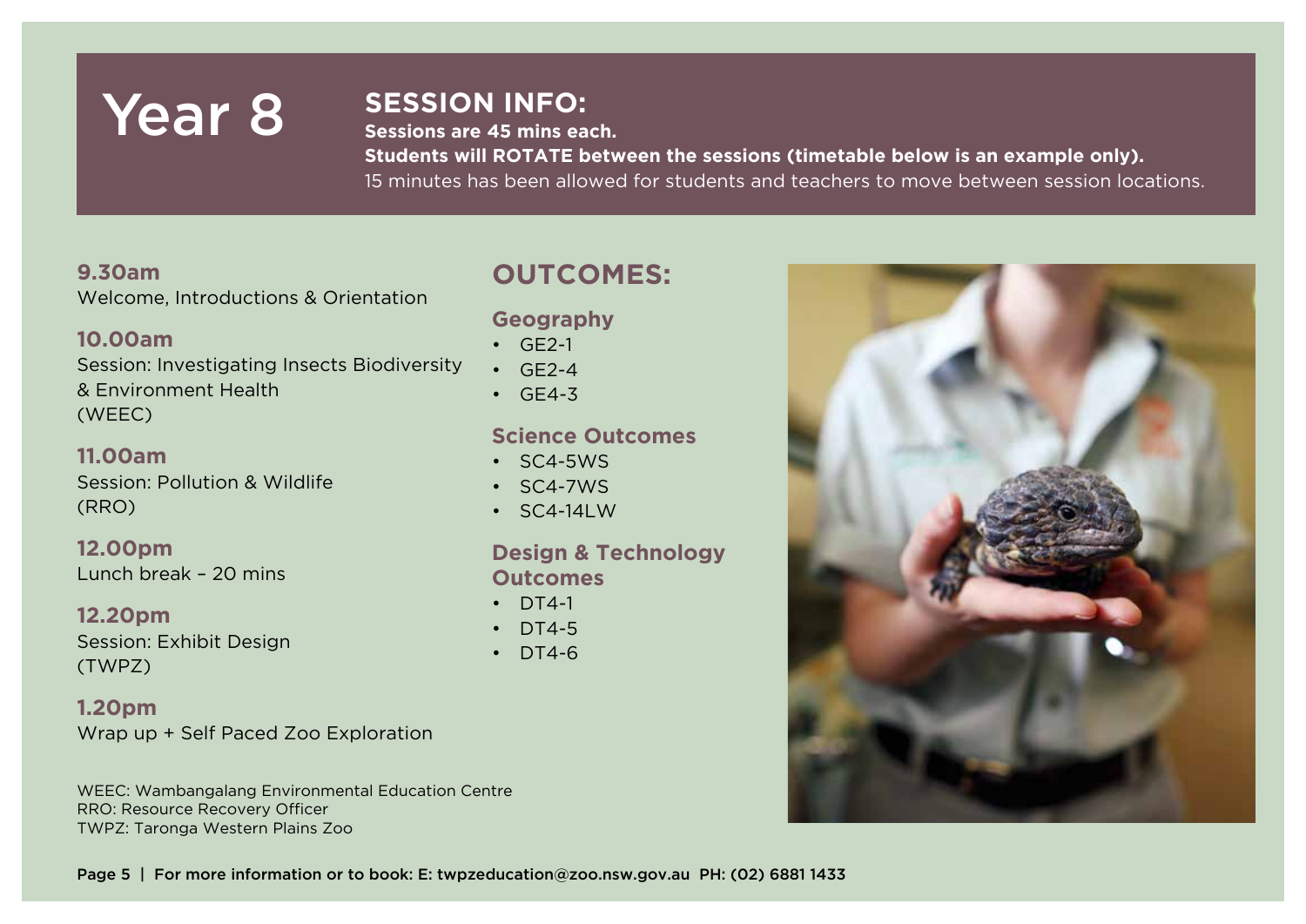# Year 8

## SESSION INFO:

**Sessions are 45 mins each.**

**Students will ROTATE between the sessions (timetable below is an example only).**

15 minutes has been allowed for students and teachers to move between session locations.

**9.30am**
Welcome, Introductions & Orientation

**10.00am**
Session: Investigating Insects Biodiversity & Environment Health (WEEC)

**11.00am**
Session: Pollution & Wildlife (RRO)

**12.00pm**
Lunch break – 20 mins

**12.20pm**
Session: Exhibit Design (TWPZ)

**1.20pm**
Wrap up + Self Paced Zoo Exploration

WEEC: Wambangalang Environmental Education Centre
RRO: Resource Recovery Officer
TWPZ: Taronga Western Plains Zoo

## OUTCOMES:

### Geography

- GE2-1
- GE2-4
- GE4-3

### Science Outcomes

- SC4-5WS
- SC4-7WS
- SC4-14LW

### Design & Technology Outcomes

- DT4-1
- DT4-5
- DT4-6

For more information or to book: E: twpzeducation@zoo.nsw.gov.au PH: (02) 6881 1433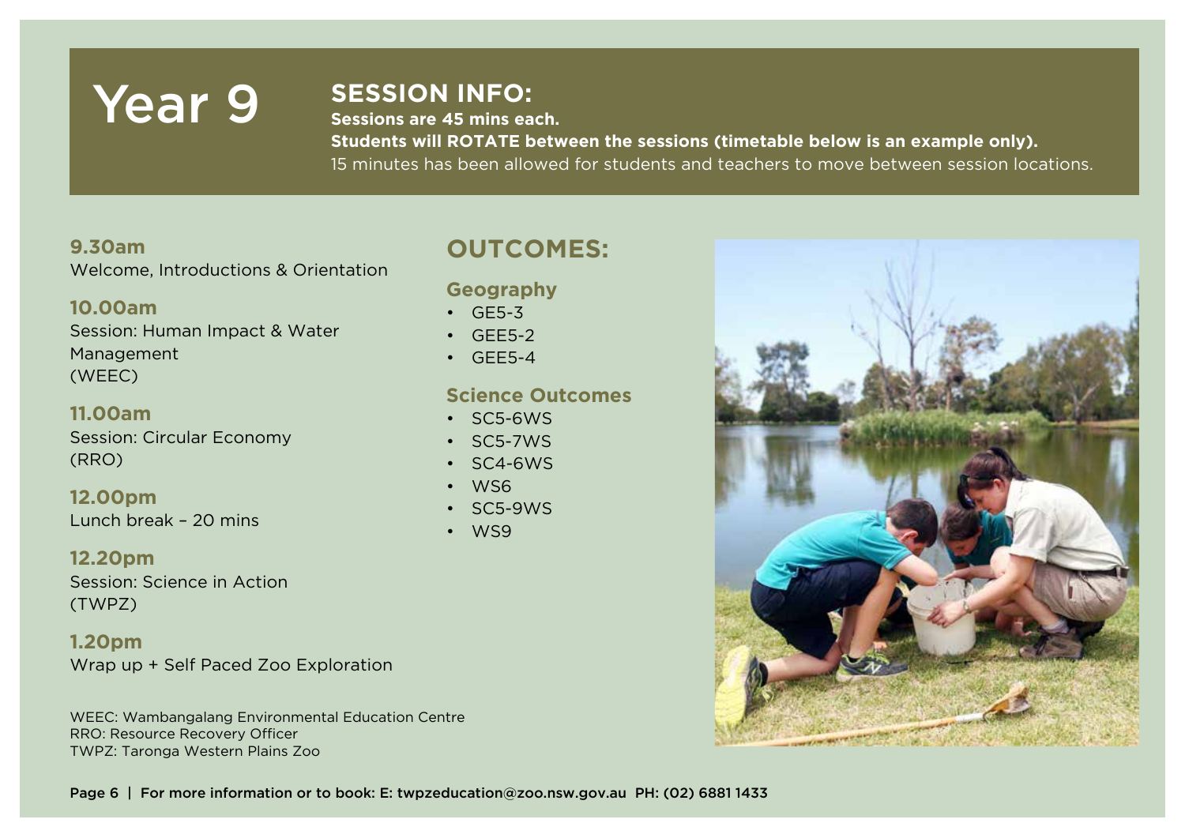# Year 9

## SESSION INFO:

**Sessions are 45 mins each.**

**Students will ROTATE between the sessions (timetable below is an example only).**

15 minutes has been allowed for students and teachers to move between session locations.

**9.30am**
Welcome, Introductions & Orientation

**10.00am**
Session: Human Impact & Water Management (WEEC)

**11.00am**
Session: Circular Economy (RRO)

**12.00pm**
Lunch break – 20 mins

**12.20pm**
Session: Science in Action (TWPZ)

**1.20pm**
Wrap up + Self Paced Zoo Exploration

WEEC: Wambangalang Environmental Education Centre
RRO: Resource Recovery Officer
TWPZ: Taronga Western Plains Zoo

## OUTCOMES:

### Geography

- GE5-3
- GEE5-2
- GEE5-4

### Science Outcomes

- SC5-6WS
- SC5-7WS
- SC4-6WS
- WS6
- SC5-9WS
- WS9

For more information or to book: E: twpzeducation@zoo.nsw.gov.au PH: (02) 6881 1433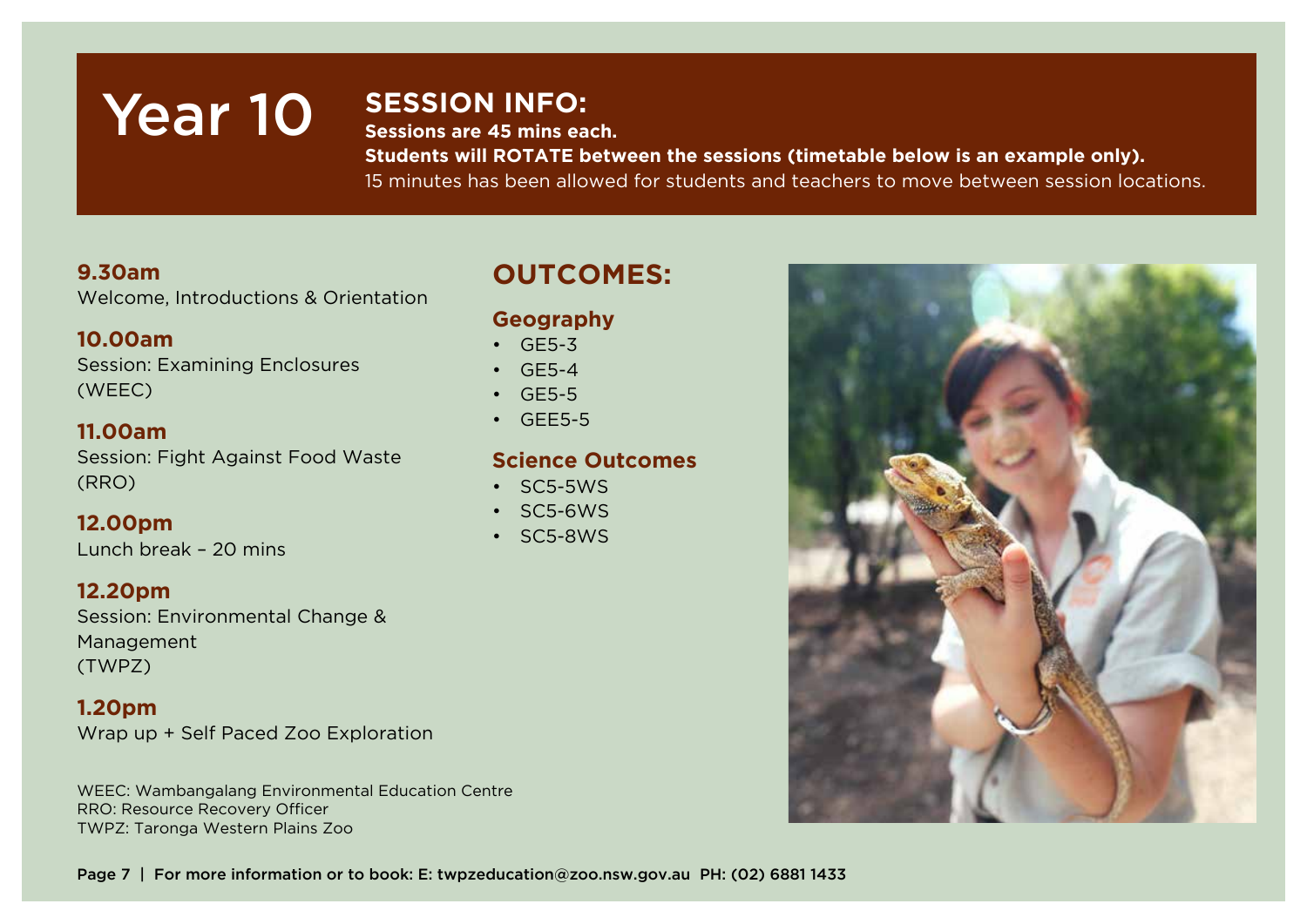# Year 10

## SESSION INFO:

**Sessions are 45 mins each.**

**Students will ROTATE between the sessions (timetable below is an example only).**

15 minutes has been allowed for students and teachers to move between session locations.

**9.30am**
Welcome, Introductions & Orientation

**10.00am**
Session: Examining Enclosures (WEEC)

**11.00am**
Session: Fight Against Food Waste (RRO)

**12.00pm**
Lunch break – 20 mins

**12.20pm**
Session: Environmental Change & Management (TWPZ)

**1.20pm**
Wrap up + Self Paced Zoo Exploration

WEEC: Wambangalang Environmental Education Centre
RRO: Resource Recovery Officer
TWPZ: Taronga Western Plains Zoo

## OUTCOMES:

### Geography

- GE5-3
- GE5-4
- GE5-5
- GEE5-5

### Science Outcomes

- SC5-5WS
- SC5-6WS
- SC5-8WS

For more information or to book: E: twpzeducation@zoo.nsw.gov.au PH: (02) 6881 1433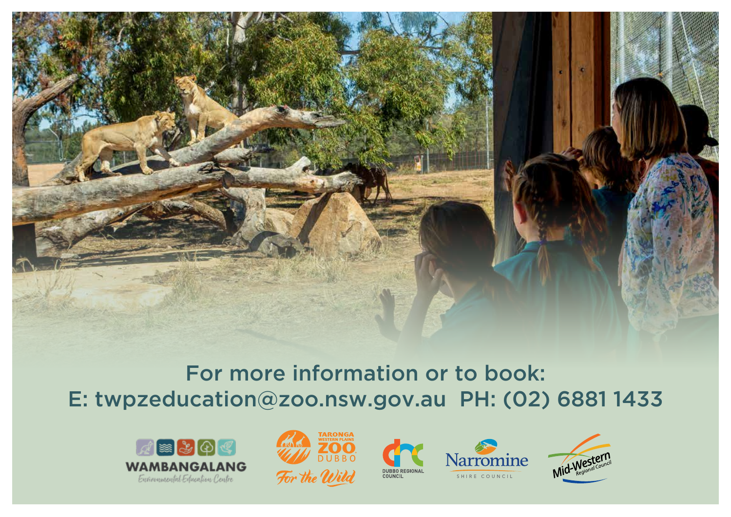For more information or to book:

E: twpzeducation@zoo.nsw.gov.au  PH: (02) 6881 1433

WAMBANGALANG Environmental Education Centre

TARONGA WESTERN PLAINS ZOO DUBBO *For the Wild*

DUBBO REGIONAL COUNCIL

Narromine SHIRE COUNCIL

Mid-Western Regional Council